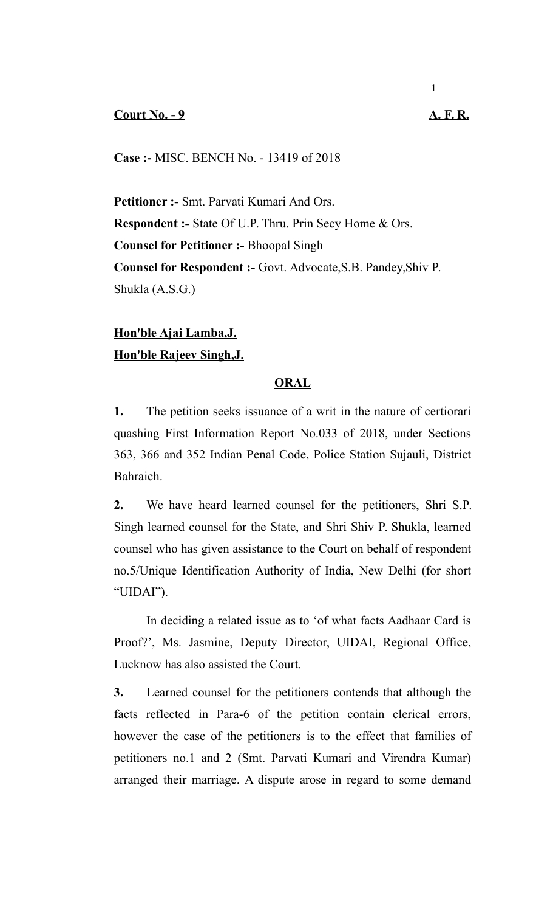**Court No. - 9** **A. F. R.**

**Case :-** MISC. BENCH No. - 13419 of 2018

**Petitioner :-** Smt. Parvati Kumari And Ors.
**Respondent :-** State Of U.P. Thru. Prin Secy Home & Ors.
**Counsel for Petitioner :-** Bhoopal Singh
**Counsel for Respondent :-** Govt. Advocate,S.B. Pandey,Shiv P. Shukla (A.S.G.)

**Hon'ble Ajai Lamba,J.**
**Hon'ble Rajeev Singh,J.**

**ORAL**

**1.** The petition seeks issuance of a writ in the nature of certiorari quashing First Information Report No.033 of 2018, under Sections 363, 366 and 352 Indian Penal Code, Police Station Sujauli, District Bahraich.

**2.** We have heard learned counsel for the petitioners, Shri S.P. Singh learned counsel for the State, and Shri Shiv P. Shukla, learned counsel who has given assistance to the Court on behalf of respondent no.5/Unique Identification Authority of India, New Delhi (for short "UIDAI").

In deciding a related issue as to 'of what facts Aadhaar Card is Proof?', Ms. Jasmine, Deputy Director, UIDAI, Regional Office, Lucknow has also assisted the Court.

**3.** Learned counsel for the petitioners contends that although the facts reflected in Para-6 of the petition contain clerical errors, however the case of the petitioners is to the effect that families of petitioners no.1 and 2 (Smt. Parvati Kumari and Virendra Kumar) arranged their marriage. A dispute arose in regard to some demand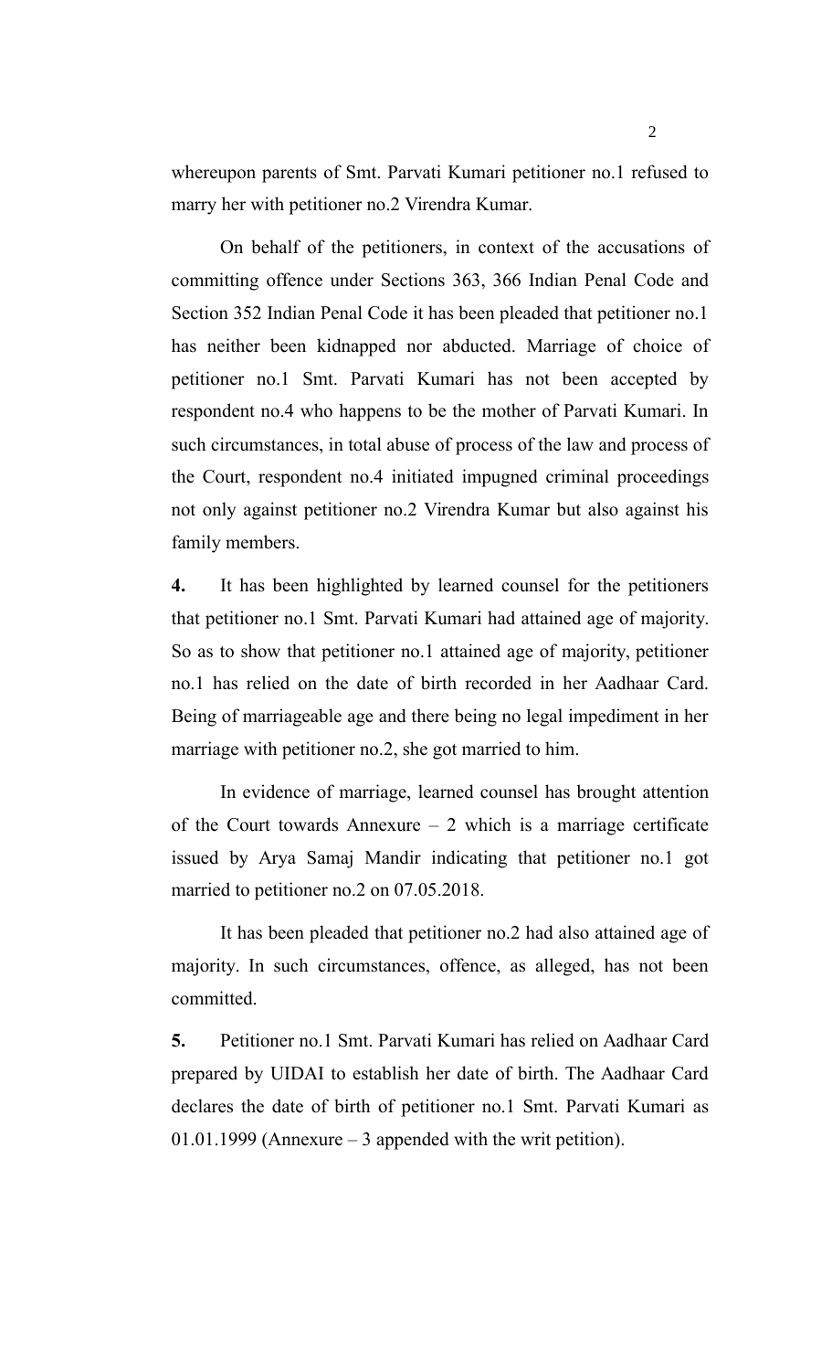whereupon parents of Smt. Parvati Kumari petitioner no.1 refused to marry her with petitioner no.2 Virendra Kumar.

On behalf of the petitioners, in context of the accusations of committing offence under Sections 363, 366 Indian Penal Code and Section 352 Indian Penal Code it has been pleaded that petitioner no.1 has neither been kidnapped nor abducted. Marriage of choice of petitioner no.1 Smt. Parvati Kumari has not been accepted by respondent no.4 who happens to be the mother of Parvati Kumari. In such circumstances, in total abuse of process of the law and process of the Court, respondent no.4 initiated impugned criminal proceedings not only against petitioner no.2 Virendra Kumar but also against his family members.

**4.** It has been highlighted by learned counsel for the petitioners that petitioner no.1 Smt. Parvati Kumari had attained age of majority. So as to show that petitioner no.1 attained age of majority, petitioner no.1 has relied on the date of birth recorded in her Aadhaar Card. Being of marriageable age and there being no legal impediment in her marriage with petitioner no.2, she got married to him.

In evidence of marriage, learned counsel has brought attention of the Court towards Annexure – 2 which is a marriage certificate issued by Arya Samaj Mandir indicating that petitioner no.1 got married to petitioner no.2 on 07.05.2018.

It has been pleaded that petitioner no.2 had also attained age of majority. In such circumstances, offence, as alleged, has not been committed.

**5.** Petitioner no.1 Smt. Parvati Kumari has relied on Aadhaar Card prepared by UIDAI to establish her date of birth. The Aadhaar Card declares the date of birth of petitioner no.1 Smt. Parvati Kumari as 01.01.1999 (Annexure – 3 appended with the writ petition).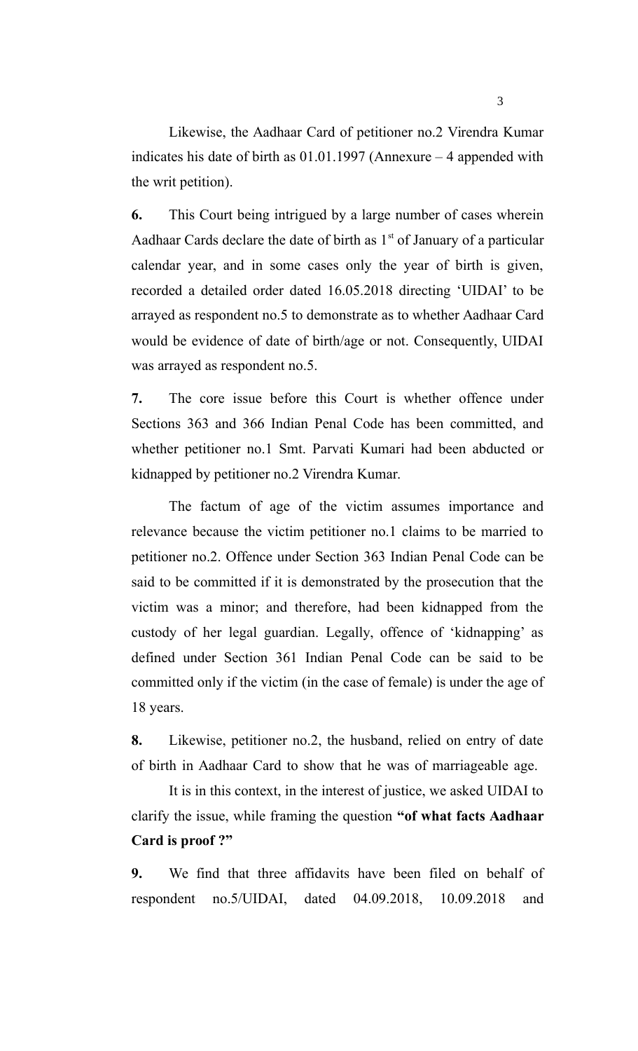Likewise, the Aadhaar Card of petitioner no.2 Virendra Kumar indicates his date of birth as 01.01.1997 (Annexure – 4 appended with the writ petition).

**6.** This Court being intrigued by a large number of cases wherein Aadhaar Cards declare the date of birth as 1st of January of a particular calendar year, and in some cases only the year of birth is given, recorded a detailed order dated 16.05.2018 directing 'UIDAI' to be arrayed as respondent no.5 to demonstrate as to whether Aadhaar Card would be evidence of date of birth/age or not. Consequently, UIDAI was arrayed as respondent no.5.

**7.** The core issue before this Court is whether offence under Sections 363 and 366 Indian Penal Code has been committed, and whether petitioner no.1 Smt. Parvati Kumari had been abducted or kidnapped by petitioner no.2 Virendra Kumar.

The factum of age of the victim assumes importance and relevance because the victim petitioner no.1 claims to be married to petitioner no.2. Offence under Section 363 Indian Penal Code can be said to be committed if it is demonstrated by the prosecution that the victim was a minor; and therefore, had been kidnapped from the custody of her legal guardian. Legally, offence of 'kidnapping' as defined under Section 361 Indian Penal Code can be said to be committed only if the victim (in the case of female) is under the age of 18 years.

**8.** Likewise, petitioner no.2, the husband, relied on entry of date of birth in Aadhaar Card to show that he was of marriageable age.

It is in this context, in the interest of justice, we asked UIDAI to clarify the issue, while framing the question **"of what facts Aadhaar Card is proof ?"**

**9.** We find that three affidavits have been filed on behalf of respondent no.5/UIDAI, dated 04.09.2018, 10.09.2018 and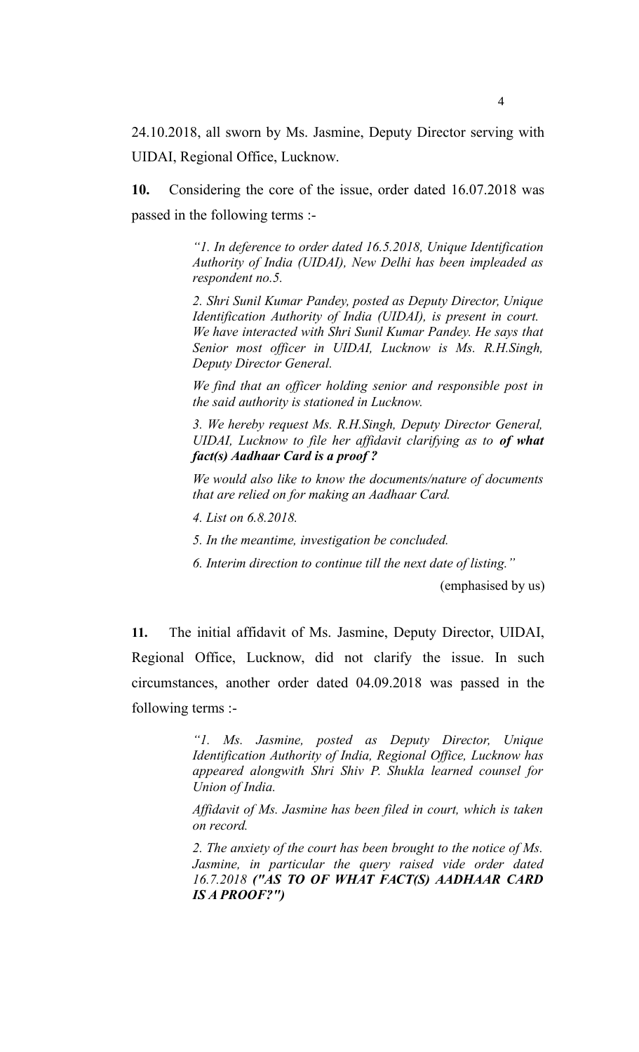24.10.2018, all sworn by Ms. Jasmine, Deputy Director serving with UIDAI, Regional Office, Lucknow.

**10.** Considering the core of the issue, order dated 16.07.2018 was passed in the following terms :-

> *"1. In deference to order dated 16.5.2018, Unique Identification Authority of India (UIDAI), New Delhi has been impleaded as respondent no.5.*
>
> *2. Shri Sunil Kumar Pandey, posted as Deputy Director, Unique Identification Authority of India (UIDAI), is present in court. We have interacted with Shri Sunil Kumar Pandey. He says that Senior most officer in UIDAI, Lucknow is Ms. R.H.Singh, Deputy Director General.*
>
> *We find that an officer holding senior and responsible post in the said authority is stationed in Lucknow.*
>
> *3. We hereby request Ms. R.H.Singh, Deputy Director General, UIDAI, Lucknow to file her affidavit clarifying as to* ***of what fact(s) Aadhaar Card is a proof ?***
>
> *We would also like to know the documents/nature of documents that are relied on for making an Aadhaar Card.*
>
> *4. List on 6.8.2018.*
>
> *5. In the meantime, investigation be concluded.*
>
> *6. Interim direction to continue till the next date of listing."*

(emphasised by us)

**11.** The initial affidavit of Ms. Jasmine, Deputy Director, UIDAI, Regional Office, Lucknow, did not clarify the issue. In such circumstances, another order dated 04.09.2018 was passed in the following terms :-

> *"1. Ms. Jasmine, posted as Deputy Director, Unique Identification Authority of India, Regional Office, Lucknow has appeared alongwith Shri Shiv P. Shukla learned counsel for Union of India.*
>
> *Affidavit of Ms. Jasmine has been filed in court, which is taken on record.*
>
> *2. The anxiety of the court has been brought to the notice of Ms. Jasmine, in particular the query raised vide order dated 16.7.2018* ***("AS TO OF WHAT FACT(S) AADHAAR CARD IS A PROOF?")***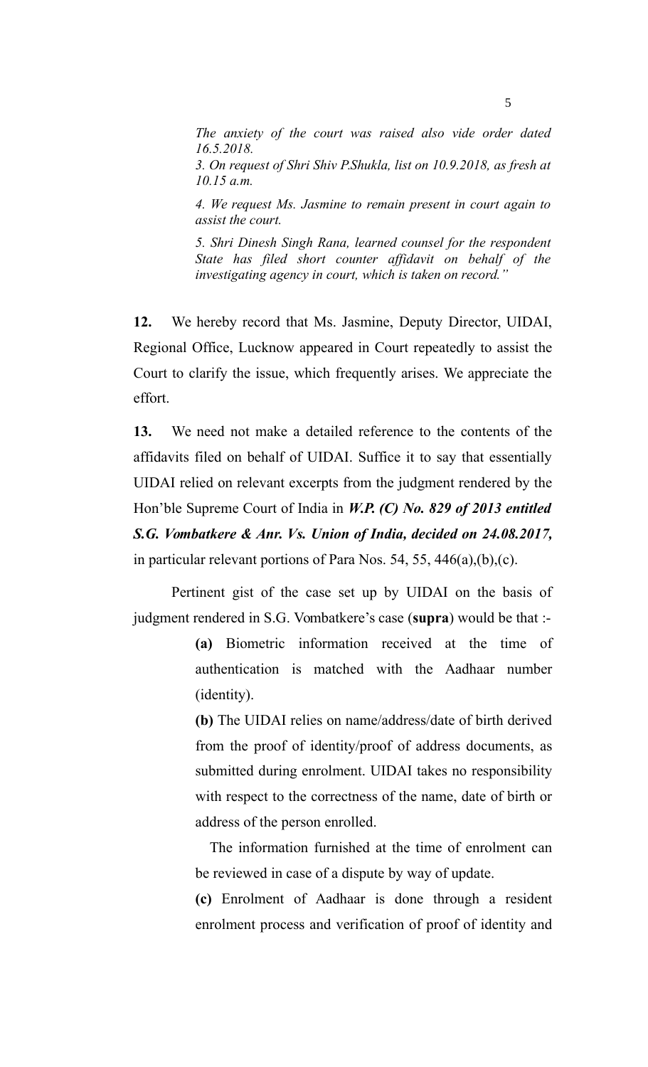*The anxiety of the court was raised also vide order dated 16.5.2018.*

*3. On request of Shri Shiv P.Shukla, list on 10.9.2018, as fresh at 10.15 a.m.*

*4. We request Ms. Jasmine to remain present in court again to assist the court.*

*5. Shri Dinesh Singh Rana, learned counsel for the respondent State has filed short counter affidavit on behalf of the investigating agency in court, which is taken on record."*

**12.** We hereby record that Ms. Jasmine, Deputy Director, UIDAI, Regional Office, Lucknow appeared in Court repeatedly to assist the Court to clarify the issue, which frequently arises. We appreciate the effort.

**13.** We need not make a detailed reference to the contents of the affidavits filed on behalf of UIDAI. Suffice it to say that essentially UIDAI relied on relevant excerpts from the judgment rendered by the Hon'ble Supreme Court of India in ***W.P. (C) No. 829 of 2013 entitled S.G. Vombatkere & Anr. Vs. Union of India, decided on 24.08.2017,*** in particular relevant portions of Para Nos. 54, 55, 446(a),(b),(c).

Pertinent gist of the case set up by UIDAI on the basis of judgment rendered in S.G. Vombatkere's case (**supra**) would be that :-

> **(a)** Biometric information received at the time of authentication is matched with the Aadhaar number (identity).
>
> **(b)** The UIDAI relies on name/address/date of birth derived from the proof of identity/proof of address documents, as submitted during enrolment. UIDAI takes no responsibility with respect to the correctness of the name, date of birth or address of the person enrolled.
>
> The information furnished at the time of enrolment can be reviewed in case of a dispute by way of update.
>
> **(c)** Enrolment of Aadhaar is done through a resident enrolment process and verification of proof of identity and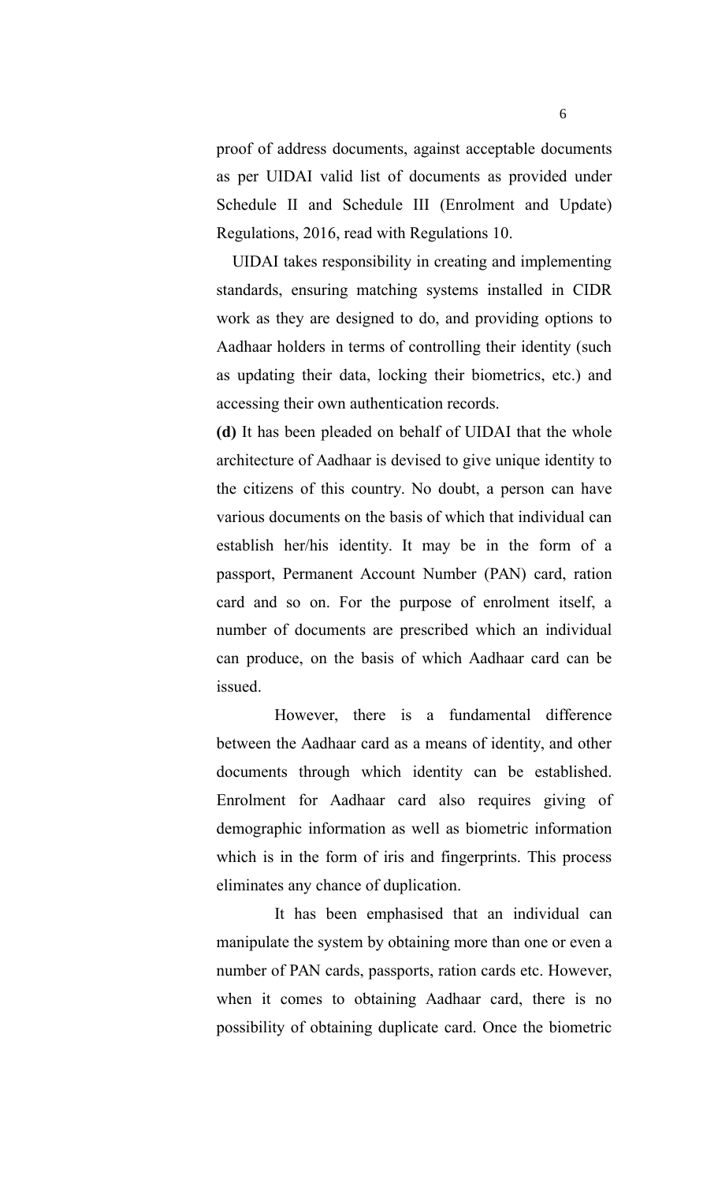proof of address documents, against acceptable documents as per UIDAI valid list of documents as provided under Schedule II and Schedule III (Enrolment and Update) Regulations, 2016, read with Regulations 10.

UIDAI takes responsibility in creating and implementing standards, ensuring matching systems installed in CIDR work as they are designed to do, and providing options to Aadhaar holders in terms of controlling their identity (such as updating their data, locking their biometrics, etc.) and accessing their own authentication records.

**(d)** It has been pleaded on behalf of UIDAI that the whole architecture of Aadhaar is devised to give unique identity to the citizens of this country. No doubt, a person can have various documents on the basis of which that individual can establish her/his identity. It may be in the form of a passport, Permanent Account Number (PAN) card, ration card and so on. For the purpose of enrolment itself, a number of documents are prescribed which an individual can produce, on the basis of which Aadhaar card can be issued.

However, there is a fundamental difference between the Aadhaar card as a means of identity, and other documents through which identity can be established. Enrolment for Aadhaar card also requires giving of demographic information as well as biometric information which is in the form of iris and fingerprints. This process eliminates any chance of duplication.

It has been emphasised that an individual can manipulate the system by obtaining more than one or even a number of PAN cards, passports, ration cards etc. However, when it comes to obtaining Aadhaar card, there is no possibility of obtaining duplicate card. Once the biometric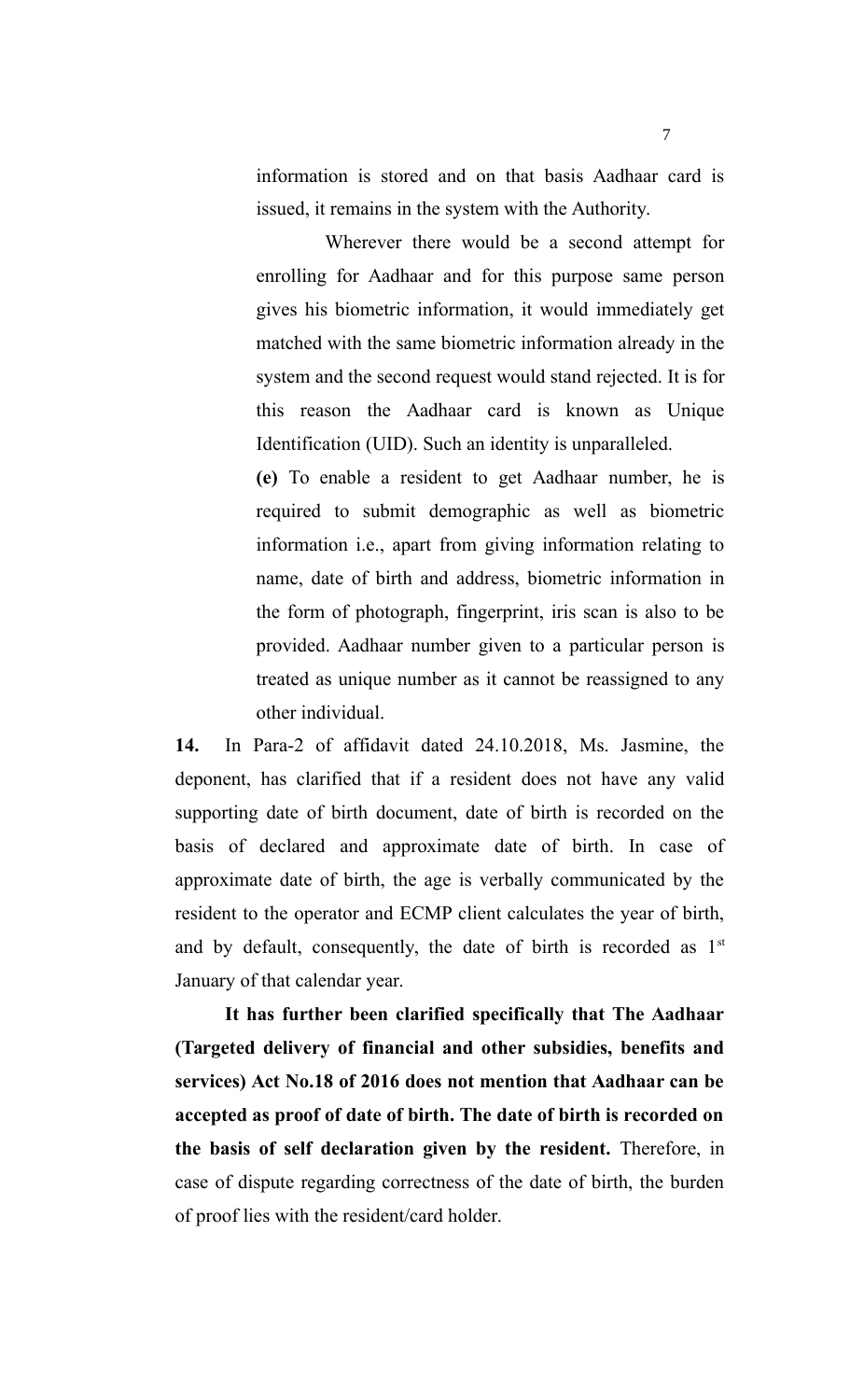information is stored and on that basis Aadhaar card is issued, it remains in the system with the Authority.

Wherever there would be a second attempt for enrolling for Aadhaar and for this purpose same person gives his biometric information, it would immediately get matched with the same biometric information already in the system and the second request would stand rejected. It is for this reason the Aadhaar card is known as Unique Identification (UID). Such an identity is unparalleled.

**(e)** To enable a resident to get Aadhaar number, he is required to submit demographic as well as biometric information i.e., apart from giving information relating to name, date of birth and address, biometric information in the form of photograph, fingerprint, iris scan is also to be provided. Aadhaar number given to a particular person is treated as unique number as it cannot be reassigned to any other individual.

**14.** In Para-2 of affidavit dated 24.10.2018, Ms. Jasmine, the deponent, has clarified that if a resident does not have any valid supporting date of birth document, date of birth is recorded on the basis of declared and approximate date of birth. In case of approximate date of birth, the age is verbally communicated by the resident to the operator and ECMP client calculates the year of birth, and by default, consequently, the date of birth is recorded as 1st January of that calendar year.

**It has further been clarified specifically that The Aadhaar (Targeted delivery of financial and other subsidies, benefits and services) Act No.18 of 2016 does not mention that Aadhaar can be accepted as proof of date of birth. The date of birth is recorded on the basis of self declaration given by the resident.** Therefore, in case of dispute regarding correctness of the date of birth, the burden of proof lies with the resident/card holder.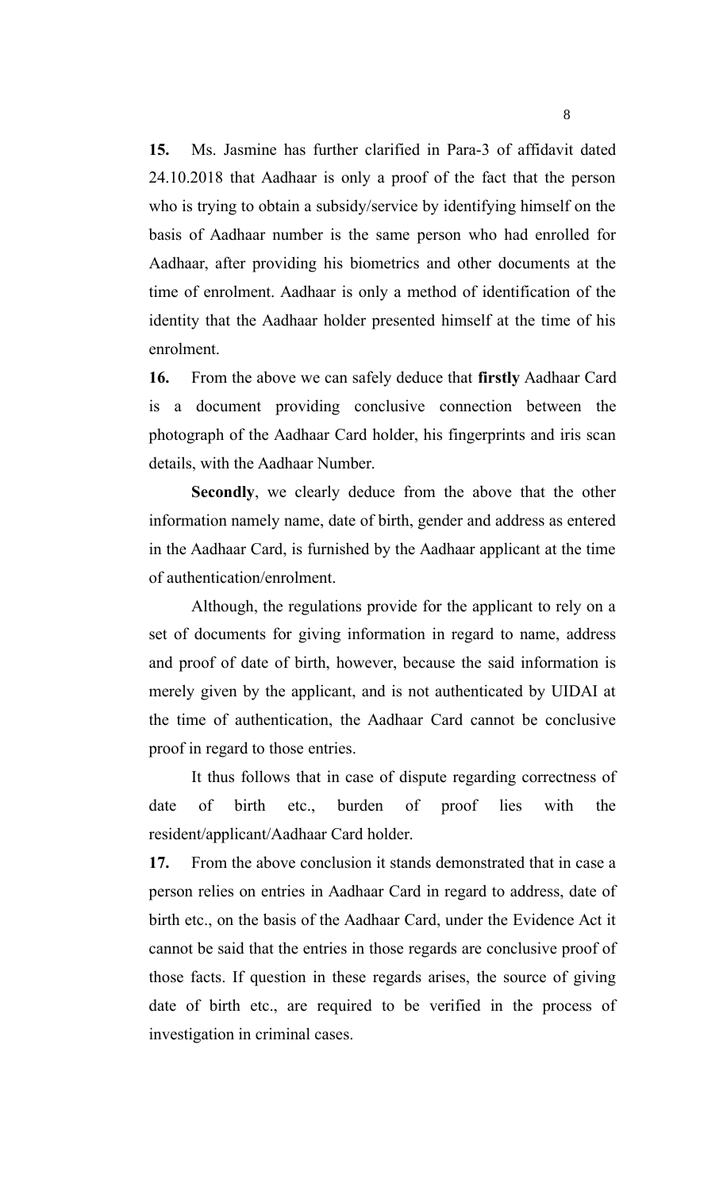**15.** Ms. Jasmine has further clarified in Para-3 of affidavit dated 24.10.2018 that Aadhaar is only a proof of the fact that the person who is trying to obtain a subsidy/service by identifying himself on the basis of Aadhaar number is the same person who had enrolled for Aadhaar, after providing his biometrics and other documents at the time of enrolment. Aadhaar is only a method of identification of the identity that the Aadhaar holder presented himself at the time of his enrolment.

**16.** From the above we can safely deduce that **firstly** Aadhaar Card is a document providing conclusive connection between the photograph of the Aadhaar Card holder, his fingerprints and iris scan details, with the Aadhaar Number.

**Secondly**, we clearly deduce from the above that the other information namely name, date of birth, gender and address as entered in the Aadhaar Card, is furnished by the Aadhaar applicant at the time of authentication/enrolment.

Although, the regulations provide for the applicant to rely on a set of documents for giving information in regard to name, address and proof of date of birth, however, because the said information is merely given by the applicant, and is not authenticated by UIDAI at the time of authentication, the Aadhaar Card cannot be conclusive proof in regard to those entries.

It thus follows that in case of dispute regarding correctness of date of birth etc., burden of proof lies with the resident/applicant/Aadhaar Card holder.

**17.** From the above conclusion it stands demonstrated that in case a person relies on entries in Aadhaar Card in regard to address, date of birth etc., on the basis of the Aadhaar Card, under the Evidence Act it cannot be said that the entries in those regards are conclusive proof of those facts. If question in these regards arises, the source of giving date of birth etc., are required to be verified in the process of investigation in criminal cases.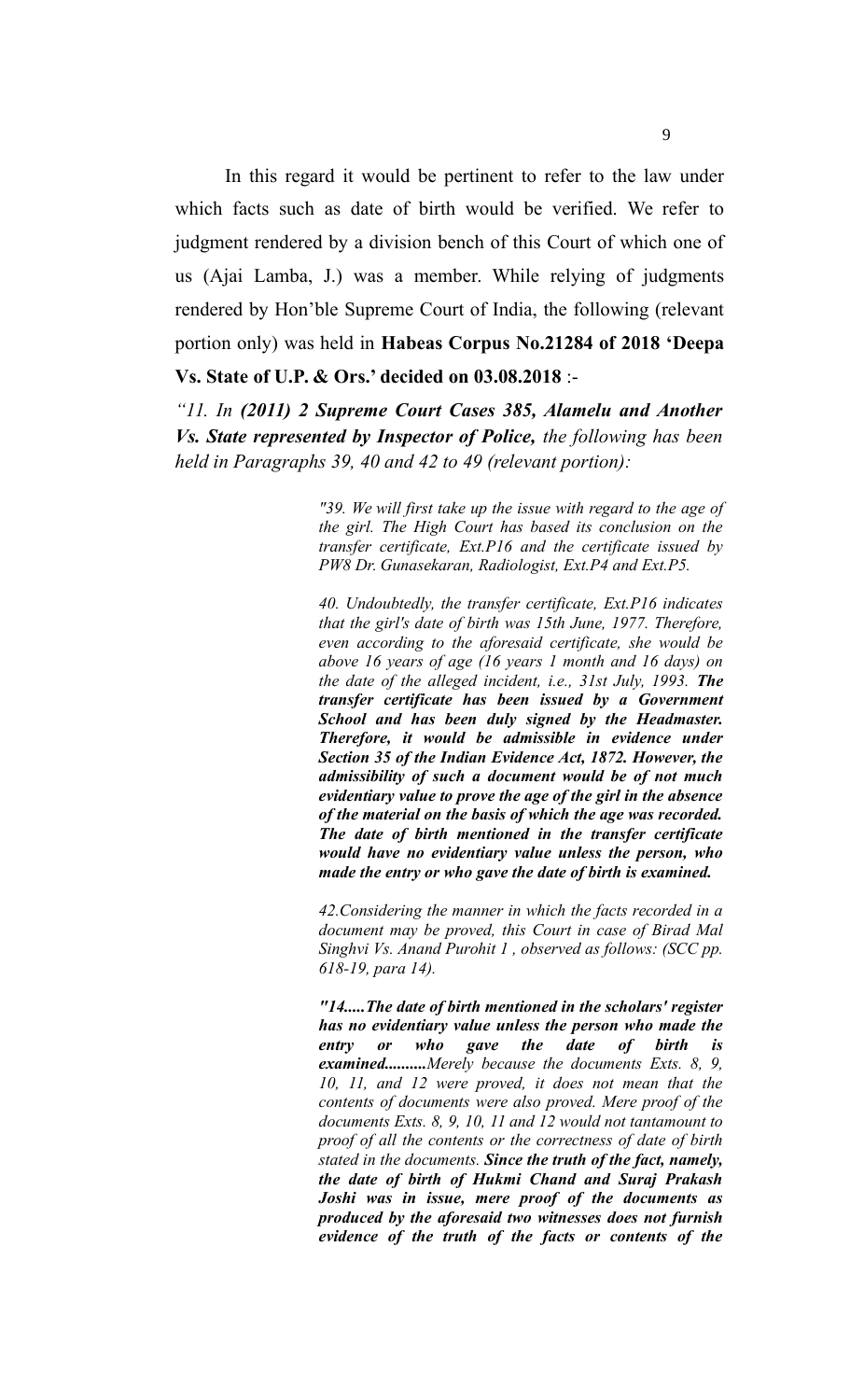In this regard it would be pertinent to refer to the law under which facts such as date of birth would be verified. We refer to judgment rendered by a division bench of this Court of which one of us (Ajai Lamba, J.) was a member. While relying of judgments rendered by Hon'ble Supreme Court of India, the following (relevant portion only) was held in **Habeas Corpus No.21284 of 2018 'Deepa Vs. State of U.P. & Ors.' decided on 03.08.2018** :-

*"11. In **(2011) 2 Supreme Court Cases 385, Alamelu and Another Vs. State represented by Inspector of Police,** the following has been held in Paragraphs 39, 40 and 42 to 49 (relevant portion):*

> *"39. We will first take up the issue with regard to the age of the girl. The High Court has based its conclusion on the transfer certificate, Ext.P16 and the certificate issued by PW8 Dr. Gunasekaran, Radiologist, Ext.P4 and Ext.P5.*
>
> *40. Undoubtedly, the transfer certificate, Ext.P16 indicates that the girl's date of birth was 15th June, 1977. Therefore, even according to the aforesaid certificate, she would be above 16 years of age (16 years 1 month and 16 days) on the date of the alleged incident, i.e., 31st July, 1993.* ***The transfer certificate has been issued by a Government School and has been duly signed by the Headmaster. Therefore, it would be admissible in evidence under Section 35 of the Indian Evidence Act, 1872. However, the admissibility of such a document would be of not much evidentiary value to prove the age of the girl in the absence of the material on the basis of which the age was recorded. The date of birth mentioned in the transfer certificate would have no evidentiary value unless the person, who made the entry or who gave the date of birth is examined.***
>
> *42.Considering the manner in which the facts recorded in a document may be proved, this Court in case of Birad Mal Singhvi Vs. Anand Purohit 1 , observed as follows: (SCC pp. 618-19, para 14).*
>
> ***"14.....The date of birth mentioned in the scholars' register has no evidentiary value unless the person who made the entry or who gave the date of birth is examined..........****Merely because the documents Exts. 8, 9, 10, 11, and 12 were proved, it does not mean that the contents of documents were also proved. Mere proof of the documents Exts. 8, 9, 10, 11 and 12 would not tantamount to proof of all the contents or the correctness of date of birth stated in the documents.* ***Since the truth of the fact, namely, the date of birth of Hukmi Chand and Suraj Prakash Joshi was in issue, mere proof of the documents as produced by the aforesaid two witnesses does not furnish evidence of the truth of the facts or contents of the***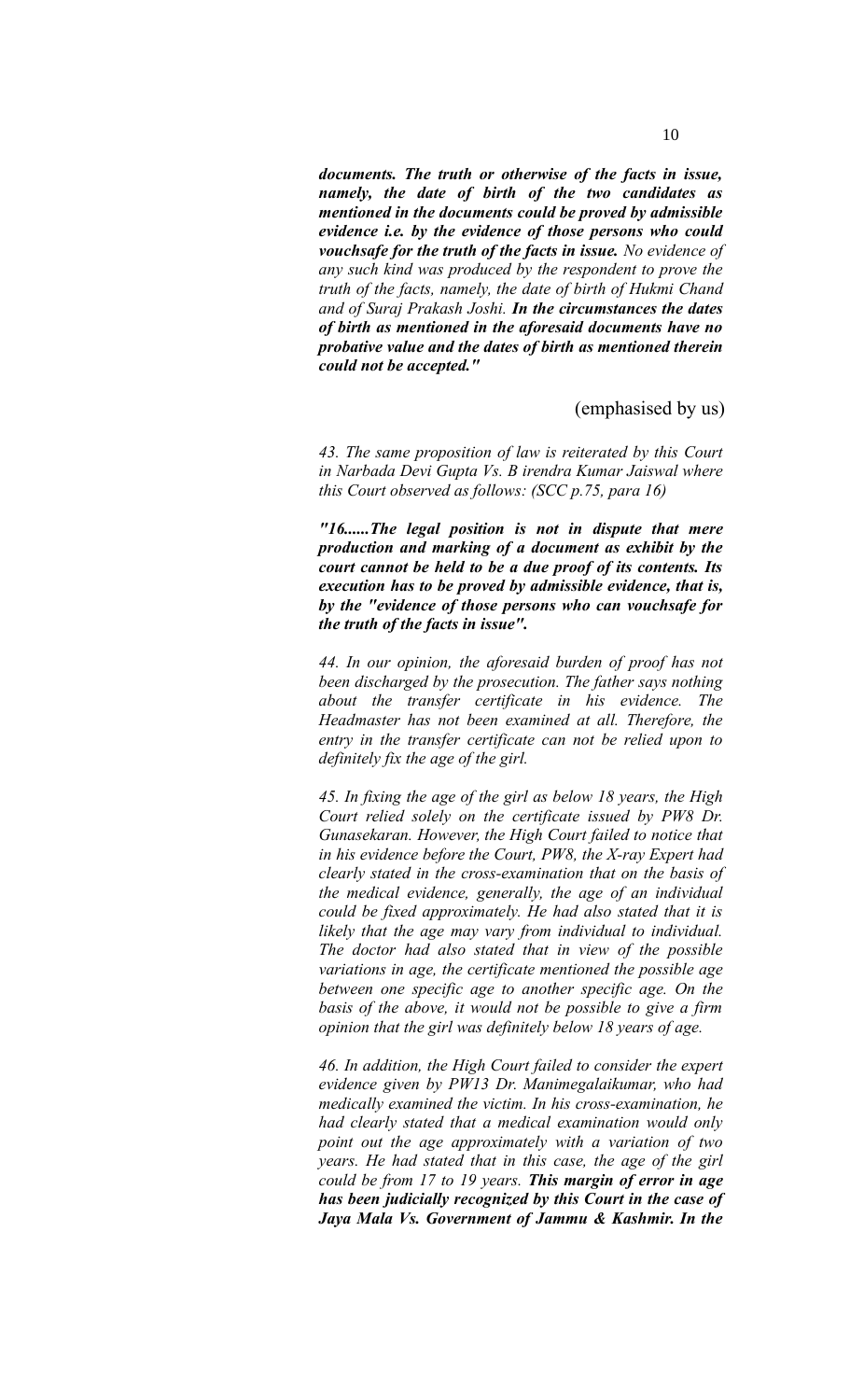*documents. The truth or otherwise of the facts in issue, namely, the date of birth of the two candidates as mentioned in the documents could be proved by admissible evidence i.e. by the evidence of those persons who could vouchsafe for the truth of the facts in issue.* ***No evidence of any such kind was produced by the respondent to prove the truth of the facts, namely, the date of birth of Hukmi Chand and of Suraj Prakash Joshi.*** *In the circumstances the dates of birth as mentioned in the aforesaid documents have no probative value and the dates of birth as mentioned therein could not be accepted."*

(emphasised by us)

*43. The same proposition of law is reiterated by this Court in Narbada Devi Gupta Vs. B irendra Kumar Jaiswal where this Court observed as follows: (SCC p.75, para 16)*

***"16......The legal position is not in dispute that mere production and marking of a document as exhibit by the court cannot be held to be a due proof of its contents. Its execution has to be proved by admissible evidence, that is, by the "evidence of those persons who can vouchsafe for the truth of the facts in issue".***

*44. In our opinion, the aforesaid burden of proof has not been discharged by the prosecution. The father says nothing about the transfer certificate in his evidence. The Headmaster has not been examined at all. Therefore, the entry in the transfer certificate can not be relied upon to definitely fix the age of the girl.*

*45. In fixing the age of the girl as below 18 years, the High Court relied solely on the certificate issued by PW8 Dr. Gunasekaran. However, the High Court failed to notice that in his evidence before the Court, PW8, the X-ray Expert had clearly stated in the cross-examination that on the basis of the medical evidence, generally, the age of an individual could be fixed approximately. He had also stated that it is likely that the age may vary from individual to individual. The doctor had also stated that in view of the possible variations in age, the certificate mentioned the possible age between one specific age to another specific age. On the basis of the above, it would not be possible to give a firm opinion that the girl was definitely below 18 years of age.*

*46. In addition, the High Court failed to consider the expert evidence given by PW13 Dr. Manimegalaikumar, who had medically examined the victim. In his cross-examination, he had clearly stated that a medical examination would only point out the age approximately with a variation of two years. He had stated that in this case, the age of the girl could be from 17 to 19 years.* ***This margin of error in age has been judicially recognized by this Court in the case of Jaya Mala Vs. Government of Jammu & Kashmir. In the***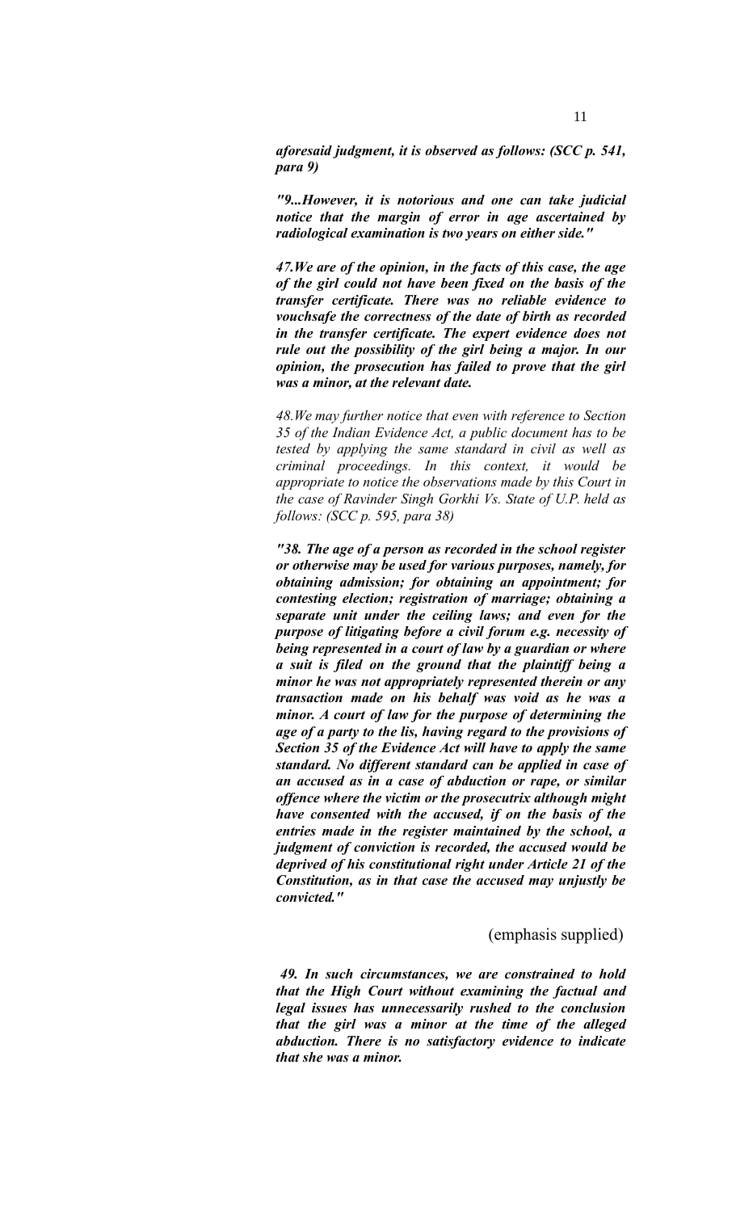***aforesaid judgment, it is observed as follows: (SCC p. 541, para 9)***

***"9...However, it is notorious and one can take judicial notice that the margin of error in age ascertained by radiological examination is two years on either side."***

***47.We are of the opinion, in the facts of this case, the age of the girl could not have been fixed on the basis of the transfer certificate. There was no reliable evidence to vouchsafe the correctness of the date of birth as recorded in the transfer certificate. The expert evidence does not rule out the possibility of the girl being a major. In our opinion, the prosecution has failed to prove that the girl was a minor, at the relevant date.***

*48.We may further notice that even with reference to Section 35 of the Indian Evidence Act, a public document has to be tested by applying the same standard in civil as well as criminal proceedings. In this context, it would be appropriate to notice the observations made by this Court in the case of Ravinder Singh Gorkhi Vs. State of U.P. held as follows: (SCC p. 595, para 38)*

***"38. The age of a person as recorded in the school register or otherwise may be used for various purposes, namely, for obtaining admission; for obtaining an appointment; for contesting election; registration of marriage; obtaining a separate unit under the ceiling laws; and even for the purpose of litigating before a civil forum e.g. necessity of being represented in a court of law by a guardian or where a suit is filed on the ground that the plaintiff being a minor he was not appropriately represented therein or any transaction made on his behalf was void as he was a minor. A court of law for the purpose of determining the age of a party to the lis, having regard to the provisions of Section 35 of the Evidence Act will have to apply the same standard. No different standard can be applied in case of an accused as in a case of abduction or rape, or similar offence where the victim or the prosecutrix although might have consented with the accused, if on the basis of the entries made in the register maintained by the school, a judgment of conviction is recorded, the accused would be deprived of his constitutional right under Article 21 of the Constitution, as in that case the accused may unjustly be convicted."***

(emphasis supplied)

***49. In such circumstances, we are constrained to hold that the High Court without examining the factual and legal issues has unnecessarily rushed to the conclusion that the girl was a minor at the time of the alleged abduction. There is no satisfactory evidence to indicate that she was a minor.***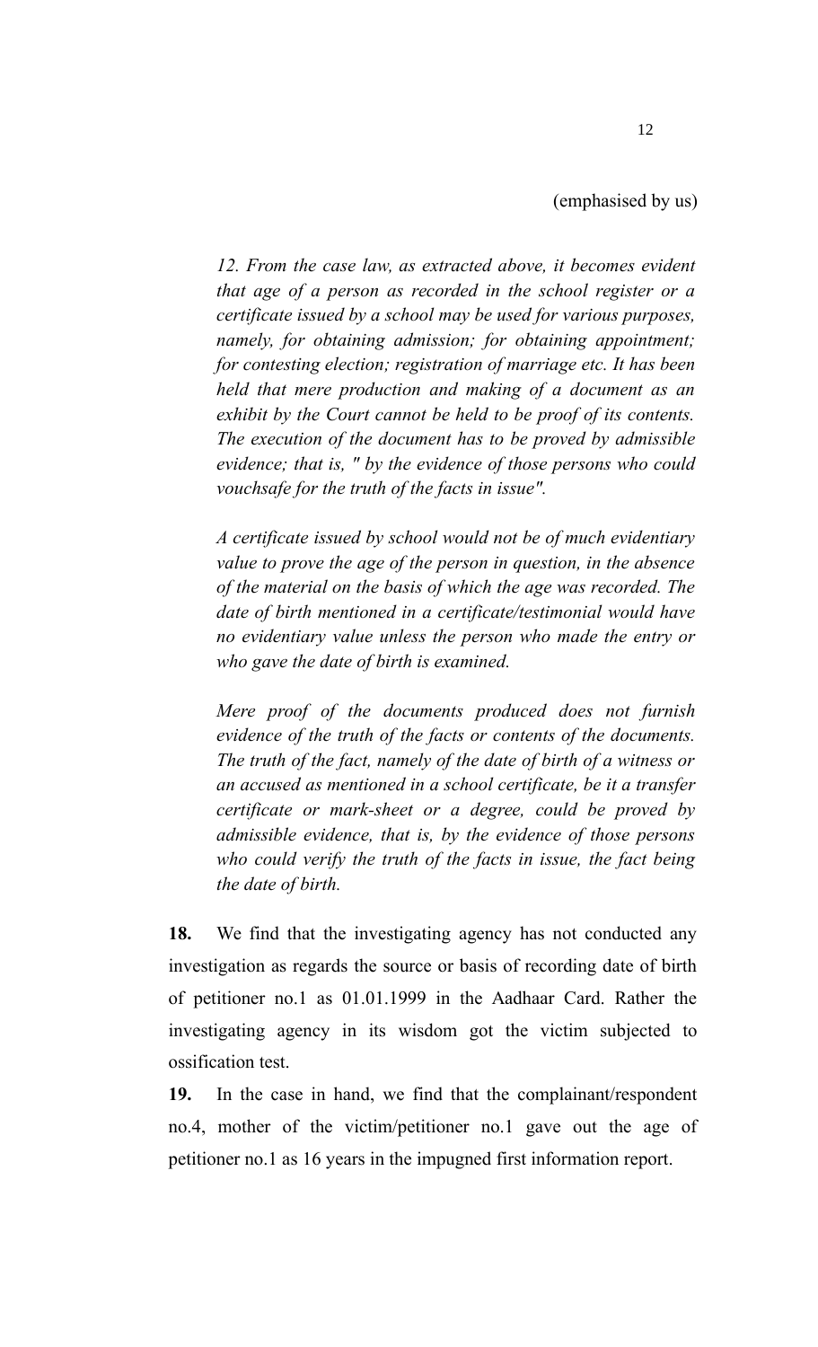(emphasised by us)

*12. From the case law, as extracted above, it becomes evident that age of a person as recorded in the school register or a certificate issued by a school may be used for various purposes, namely, for obtaining admission; for obtaining appointment; for contesting election; registration of marriage etc. It has been held that mere production and making of a document as an exhibit by the Court cannot be held to be proof of its contents. The execution of the document has to be proved by admissible evidence; that is, " by the evidence of those persons who could vouchsafe for the truth of the facts in issue".*

*A certificate issued by school would not be of much evidentiary value to prove the age of the person in question, in the absence of the material on the basis of which the age was recorded. The date of birth mentioned in a certificate/testimonial would have no evidentiary value unless the person who made the entry or who gave the date of birth is examined.*

*Mere proof of the documents produced does not furnish evidence of the truth of the facts or contents of the documents. The truth of the fact, namely of the date of birth of a witness or an accused as mentioned in a school certificate, be it a transfer certificate or mark-sheet or a degree, could be proved by admissible evidence, that is, by the evidence of those persons who could verify the truth of the facts in issue, the fact being the date of birth.*

**18.** We find that the investigating agency has not conducted any investigation as regards the source or basis of recording date of birth of petitioner no.1 as 01.01.1999 in the Aadhaar Card. Rather the investigating agency in its wisdom got the victim subjected to ossification test.

**19.** In the case in hand, we find that the complainant/respondent no.4, mother of the victim/petitioner no.1 gave out the age of petitioner no.1 as 16 years in the impugned first information report.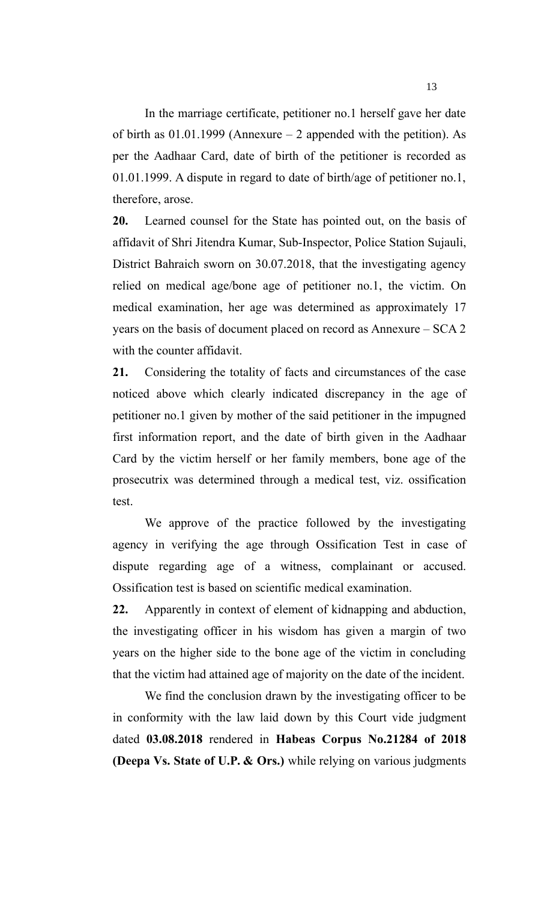In the marriage certificate, petitioner no.1 herself gave her date of birth as 01.01.1999 (Annexure – 2 appended with the petition). As per the Aadhaar Card, date of birth of the petitioner is recorded as 01.01.1999. A dispute in regard to date of birth/age of petitioner no.1, therefore, arose.

**20.** Learned counsel for the State has pointed out, on the basis of affidavit of Shri Jitendra Kumar, Sub-Inspector, Police Station Sujauli, District Bahraich sworn on 30.07.2018, that the investigating agency relied on medical age/bone age of petitioner no.1, the victim. On medical examination, her age was determined as approximately 17 years on the basis of document placed on record as Annexure – SCA 2 with the counter affidavit.

**21.** Considering the totality of facts and circumstances of the case noticed above which clearly indicated discrepancy in the age of petitioner no.1 given by mother of the said petitioner in the impugned first information report, and the date of birth given in the Aadhaar Card by the victim herself or her family members, bone age of the prosecutrix was determined through a medical test, viz. ossification test.

We approve of the practice followed by the investigating agency in verifying the age through Ossification Test in case of dispute regarding age of a witness, complainant or accused. Ossification test is based on scientific medical examination.

**22.** Apparently in context of element of kidnapping and abduction, the investigating officer in his wisdom has given a margin of two years on the higher side to the bone age of the victim in concluding that the victim had attained age of majority on the date of the incident.

We find the conclusion drawn by the investigating officer to be in conformity with the law laid down by this Court vide judgment dated **03.08.2018** rendered in **Habeas Corpus No.21284 of 2018 (Deepa Vs. State of U.P. & Ors.)** while relying on various judgments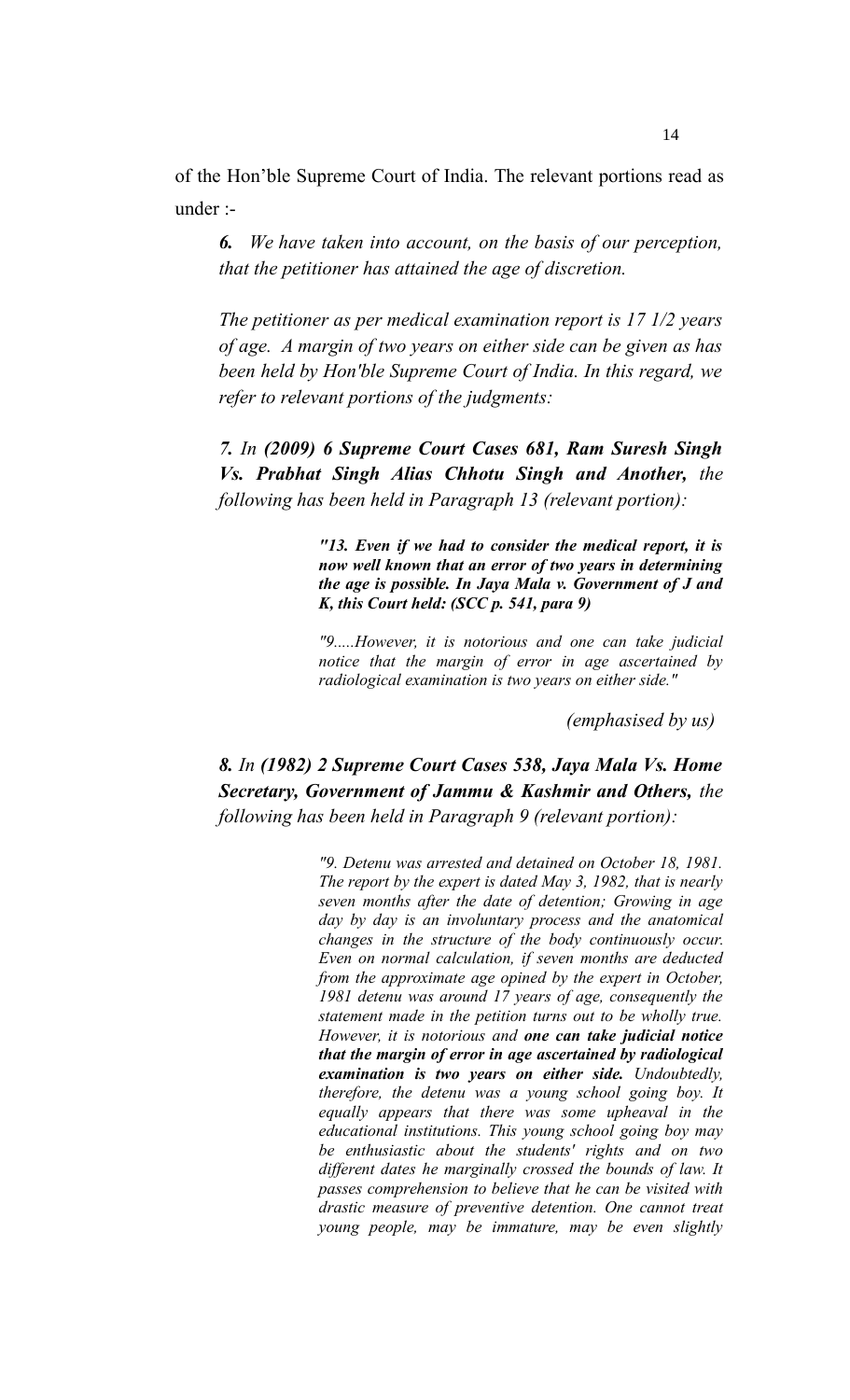of the Hon'ble Supreme Court of India. The relevant portions read as under :-

> ***6.*** *We have taken into account, on the basis of our perception, that the petitioner has attained the age of discretion.*
>
> *The petitioner as per medical examination report is 17 1/2 years of age. A margin of two years on either side can be given as has been held by Hon'ble Supreme Court of India. In this regard, we refer to relevant portions of the judgments:*
>
> ***7.*** *In* ***(2009) 6 Supreme Court Cases 681, Ram Suresh Singh Vs. Prabhat Singh Alias Chhotu Singh and Another,*** *the following has been held in Paragraph 13 (relevant portion):*
>
> > ***"13. Even if we had to consider the medical report, it is now well known that an error of two years in determining the age is possible. In Jaya Mala v. Government of J and K, this Court held: (SCC p. 541, para 9)***
> >
> > *"9.....However, it is notorious and one can take judicial notice that the margin of error in age ascertained by radiological examination is two years on either side."*
> >
> > *(emphasised by us)*
>
> ***8.*** *In* ***(1982) 2 Supreme Court Cases 538, Jaya Mala Vs. Home Secretary, Government of Jammu & Kashmir and Others,*** *the following has been held in Paragraph 9 (relevant portion):*
>
> > *"9. Detenu was arrested and detained on October 18, 1981. The report by the expert is dated May 3, 1982, that is nearly seven months after the date of detention; Growing in age day by day is an involuntary process and the anatomical changes in the structure of the body continuously occur. Even on normal calculation, if seven months are deducted from the approximate age opined by the expert in October, 1981 detenu was around 17 years of age, consequently the statement made in the petition turns out to be wholly true. However, it is notorious and* ***one can take judicial notice that the margin of error in age ascertained by radiological examination is two years on either side.*** *Undoubtedly, therefore, the detenu was a young school going boy. It equally appears that there was some upheaval in the educational institutions. This young school going boy may be enthusiastic about the students' rights and on two different dates he marginally crossed the bounds of law. It passes comprehension to believe that he can be visited with drastic measure of preventive detention. One cannot treat young people, may be immature, may be even slightly*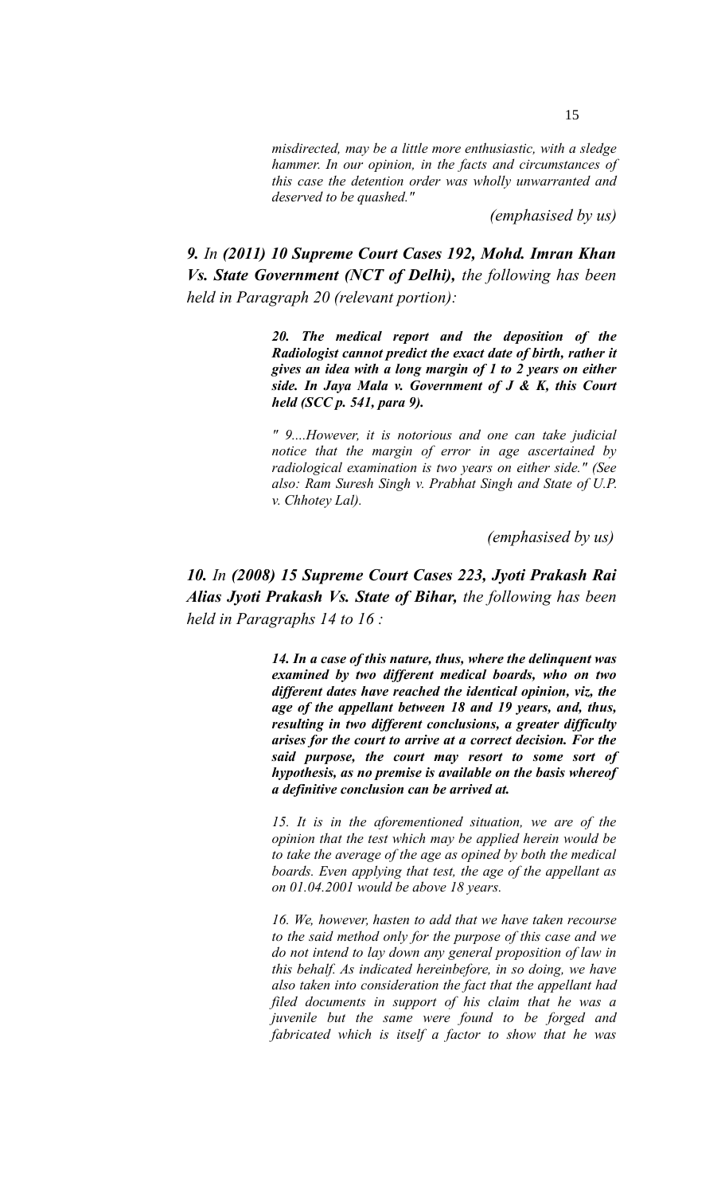> *misdirected, may be a little more enthusiastic, with a sledge hammer. In our opinion, in the facts and circumstances of this case the detention order was wholly unwarranted and deserved to be quashed."*
>
> *(emphasised by us)*

***9.*** *In* ***(2011) 10 Supreme Court Cases 192, Mohd. Imran Khan Vs. State Government (NCT of Delhi),*** *the following has been held in Paragraph 20 (relevant portion):*

> ***20. The medical report and the deposition of the Radiologist cannot predict the exact date of birth, rather it gives an idea with a long margin of 1 to 2 years on either side. In Jaya Mala v. Government of J & K, this Court held (SCC p. 541, para 9).***
>
> *" 9....However, it is notorious and one can take judicial notice that the margin of error in age ascertained by radiological examination is two years on either side." (See also: Ram Suresh Singh v. Prabhat Singh and State of U.P. v. Chhotey Lal).*
>
> *(emphasised by us)*

***10.*** *In* ***(2008) 15 Supreme Court Cases 223, Jyoti Prakash Rai Alias Jyoti Prakash Vs. State of Bihar,*** *the following has been held in Paragraphs 14 to 16 :*

> ***14. In a case of this nature, thus, where the delinquent was examined by two different medical boards, who on two different dates have reached the identical opinion, viz, the age of the appellant between 18 and 19 years, and, thus, resulting in two different conclusions, a greater difficulty arises for the court to arrive at a correct decision. For the said purpose, the court may resort to some sort of hypothesis, as no premise is available on the basis whereof a definitive conclusion can be arrived at.***
>
> *15. It is in the aforementioned situation, we are of the opinion that the test which may be applied herein would be to take the average of the age as opined by both the medical boards. Even applying that test, the age of the appellant as on 01.04.2001 would be above 18 years.*
>
> *16. We, however, hasten to add that we have taken recourse to the said method only for the purpose of this case and we do not intend to lay down any general proposition of law in this behalf. As indicated hereinbefore, in so doing, we have also taken into consideration the fact that the appellant had filed documents in support of his claim that he was a juvenile but the same were found to be forged and fabricated which is itself a factor to show that he was*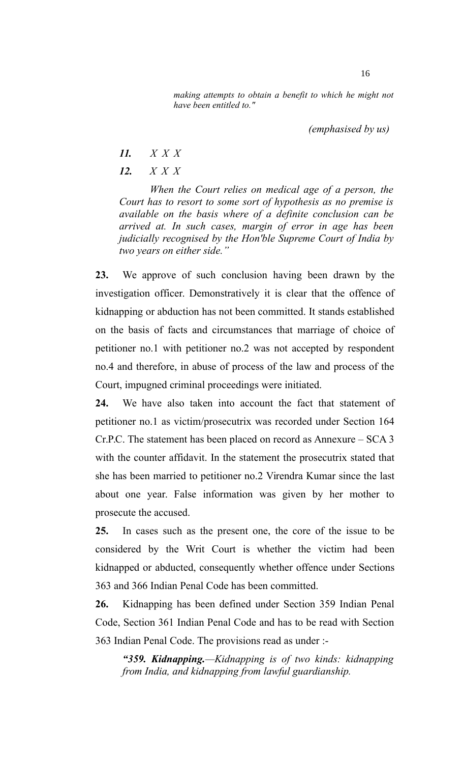*making attempts to obtain a benefit to which he might not have been entitled to."*

*(emphasised by us)*

***11.*** *X X X*

***12.*** *X X X*

*When the Court relies on medical age of a person, the Court has to resort to some sort of hypothesis as no premise is available on the basis where of a definite conclusion can be arrived at. In such cases, margin of error in age has been judicially recognised by the Hon'ble Supreme Court of India by two years on either side."*

**23.** We approve of such conclusion having been drawn by the investigation officer. Demonstratively it is clear that the offence of kidnapping or abduction has not been committed. It stands established on the basis of facts and circumstances that marriage of choice of petitioner no.1 with petitioner no.2 was not accepted by respondent no.4 and therefore, in abuse of process of the law and process of the Court, impugned criminal proceedings were initiated.

**24.** We have also taken into account the fact that statement of petitioner no.1 as victim/prosecutrix was recorded under Section 164 Cr.P.C. The statement has been placed on record as Annexure – SCA 3 with the counter affidavit. In the statement the prosecutrix stated that she has been married to petitioner no.2 Virendra Kumar since the last about one year. False information was given by her mother to prosecute the accused.

**25.** In cases such as the present one, the core of the issue to be considered by the Writ Court is whether the victim had been kidnapped or abducted, consequently whether offence under Sections 363 and 366 Indian Penal Code has been committed.

**26.** Kidnapping has been defined under Section 359 Indian Penal Code, Section 361 Indian Penal Code and has to be read with Section 363 Indian Penal Code. The provisions read as under :-

***"359. Kidnapping.***—*Kidnapping is of two kinds: kidnapping from India, and kidnapping from lawful guardianship.*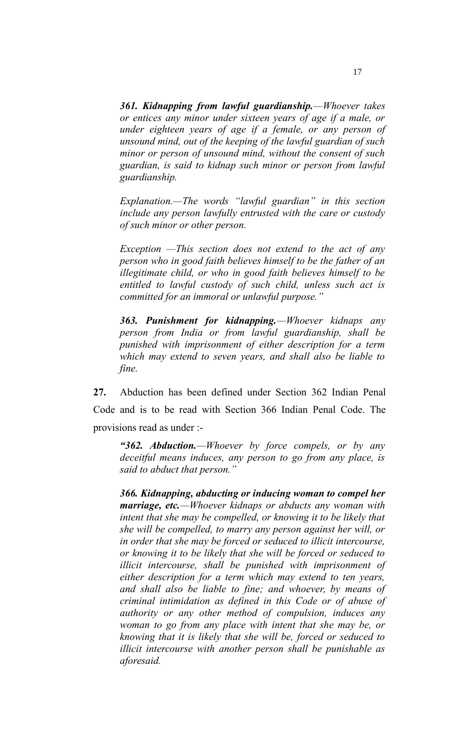*__361. Kidnapping from lawful guardianship.__—Whoever takes or entices any minor under sixteen years of age if a male, or under eighteen years of age if a female, or any person of unsound mind, out of the keeping of the lawful guardian of such minor or person of unsound mind, without the consent of such guardian, is said to kidnap such minor or person from lawful guardianship.*

*Explanation.—The words "lawful guardian" in this section include any person lawfully entrusted with the care or custody of such minor or other person.*

*Exception —This section does not extend to the act of any person who in good faith believes himself to be the father of an illegitimate child, or who in good faith believes himself to be entitled to lawful custody of such child, unless such act is committed for an immoral or unlawful purpose."*

*__363. Punishment for kidnapping.__—Whoever kidnaps any person from India or from lawful guardianship, shall be punished with imprisonment of either description for a term which may extend to seven years, and shall also be liable to fine.*

**27.** Abduction has been defined under Section 362 Indian Penal Code and is to be read with Section 366 Indian Penal Code. The provisions read as under :-

*__"362. Abduction.__—Whoever by force compels, or by any deceitful means induces, any person to go from any place, is said to abduct that person."*

*__366. Kidnapping, abducting or inducing woman to compel her marriage, etc.__—Whoever kidnaps or abducts any woman with intent that she may be compelled, or knowing it to be likely that she will be compelled, to marry any person against her will, or in order that she may be forced or seduced to illicit intercourse, or knowing it to be likely that she will be forced or seduced to illicit intercourse, shall be punished with imprisonment of either description for a term which may extend to ten years, and shall also be liable to fine; and whoever, by means of criminal intimidation as defined in this Code or of abuse of authority or any other method of compulsion, induces any woman to go from any place with intent that she may be, or knowing that it is likely that she will be, forced or seduced to illicit intercourse with another person shall be punishable as aforesaid.*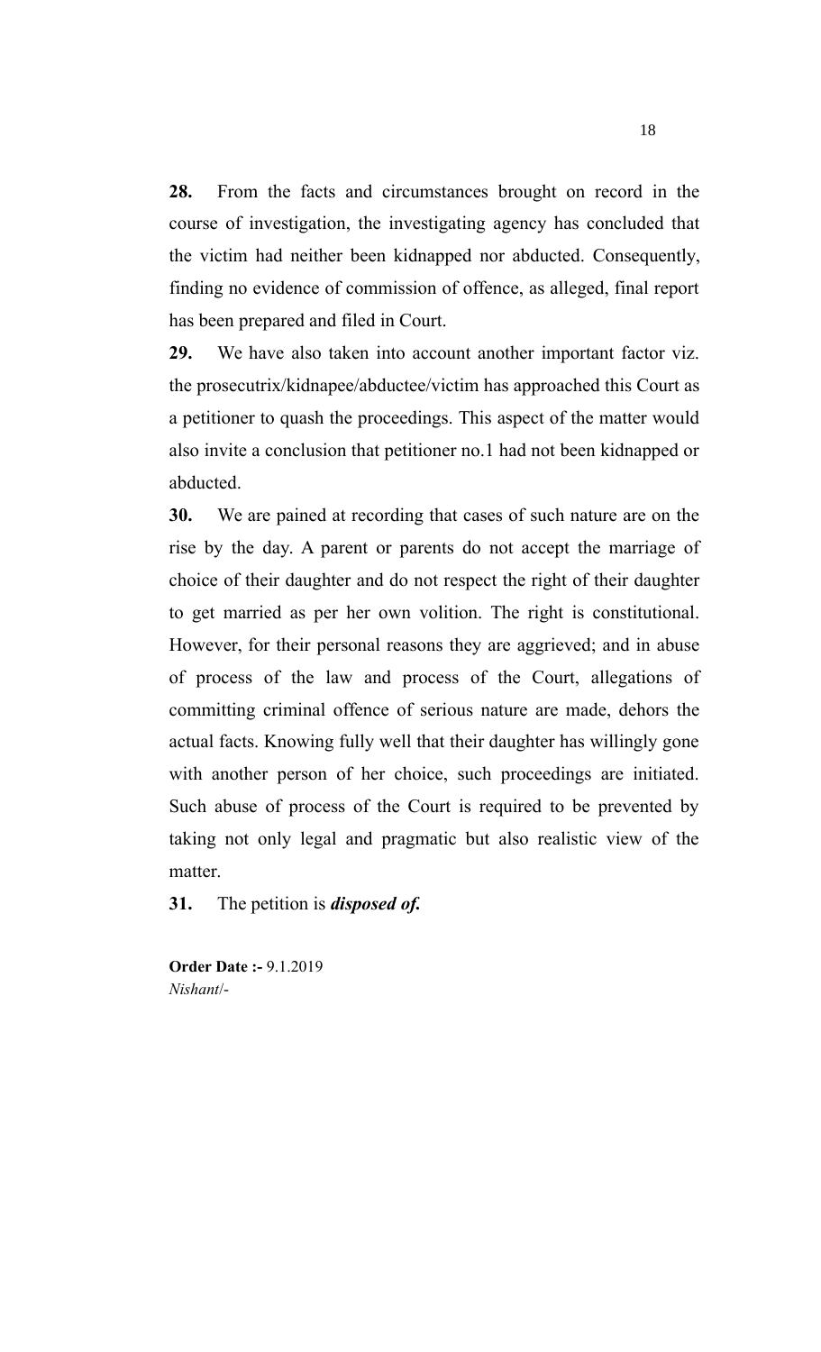**28.** From the facts and circumstances brought on record in the course of investigation, the investigating agency has concluded that the victim had neither been kidnapped nor abducted. Consequently, finding no evidence of commission of offence, as alleged, final report has been prepared and filed in Court.

**29.** We have also taken into account another important factor viz. the prosecutrix/kidnapee/abductee/victim has approached this Court as a petitioner to quash the proceedings. This aspect of the matter would also invite a conclusion that petitioner no.1 had not been kidnapped or abducted.

**30.** We are pained at recording that cases of such nature are on the rise by the day. A parent or parents do not accept the marriage of choice of their daughter and do not respect the right of their daughter to get married as per her own volition. The right is constitutional. However, for their personal reasons they are aggrieved; and in abuse of process of the law and process of the Court, allegations of committing criminal offence of serious nature are made, dehors the actual facts. Knowing fully well that their daughter has willingly gone with another person of her choice, such proceedings are initiated. Such abuse of process of the Court is required to be prevented by taking not only legal and pragmatic but also realistic view of the matter.

**31.** The petition is ***disposed of.***

**Order Date :-** 9.1.2019
*Nishant*/-